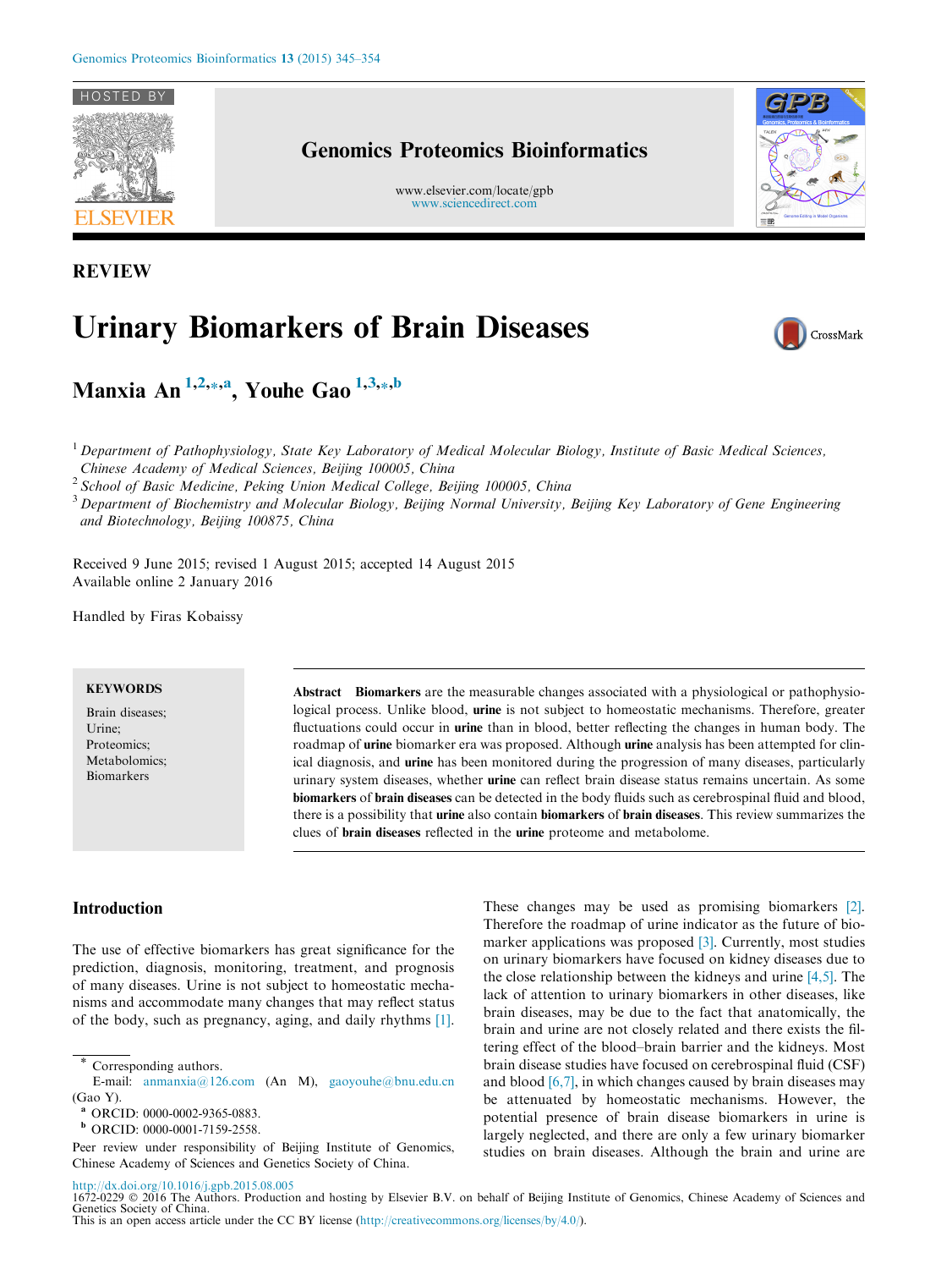REVIEW

# Urinary Biomarkers of Brain Diseases

**Manxia An** [1,2,*,a], **Youhe Gao** [1,3,*,b]

[1] Department of Pathophysiology, State Key Laboratory of Medical Molecular Biology, Institute of Basic Medical Sciences, Chinese Academy of Medical Sciences, Beijing 100005, China

[2] School of Basic Medicine, Peking Union Medical College, Beijing 100005, China

[3] Department of Biochemistry and Molecular Biology, Beijing Normal University, Beijing Key Laboratory of Gene Engineering and Biotechnology, Beijing 100875, China

Received 9 June 2015; revised 1 August 2015; accepted 14 August 2015
Available online 2 January 2016

Handled by Firas Kobaissy

**KEYWORDS**

Brain diseases;
Urine;
Proteomics;
Metabolomics;
Biomarkers

**Abstract** **Biomarkers** are the measurable changes associated with a physiological or pathophysiological process. Unlike blood, **urine** is not subject to homeostatic mechanisms. Therefore, greater fluctuations could occur in **urine** than in blood, better reflecting the changes in human body. The roadmap of **urine** biomarker era was proposed. Although **urine** analysis has been attempted for clinical diagnosis, and **urine** has been monitored during the progression of many diseases, particularly urinary system diseases, whether **urine** can reflect brain disease status remains uncertain. As some **biomarkers** of **brain diseases** can be detected in the body fluids such as cerebrospinal fluid and blood, there is a possibility that **urine** also contain **biomarkers** of **brain diseases**. This review summarizes the clues of **brain diseases** reflected in the **urine** proteome and metabolome.

## Introduction

The use of effective biomarkers has great significance for the prediction, diagnosis, monitoring, treatment, and prognosis of many diseases. Urine is not subject to homeostatic mechanisms and accommodate many changes that may reflect status of the body, such as pregnancy, aging, and daily rhythms [1]. These changes may be used as promising biomarkers [2]. Therefore the roadmap of urine indicator as the future of biomarker applications was proposed [3]. Currently, most studies on urinary biomarkers have focused on kidney diseases due to the close relationship between the kidneys and urine [4,5]. The lack of attention to urinary biomarkers in other diseases, like brain diseases, may be due to the fact that anatomically, the brain and urine are not closely related and there exists the filtering effect of the blood–brain barrier and the kidneys. Most brain disease studies have focused on cerebrospinal fluid (CSF) and blood [6,7], in which changes caused by brain diseases may be attenuated by homeostatic mechanisms. However, the potential presence of brain disease biomarkers in urine is largely neglected, and there are only a few urinary biomarker studies on brain diseases. Although the brain and urine are

---

\* Corresponding authors.
E-mail: anmanxia@126.com (An M), gaoyouhe@bnu.edu.cn (Gao Y).

[a] ORCID: 0000-0002-9365-0883.

[b] ORCID: 0000-0001-7159-2558.

Peer review under responsibility of Beijing Institute of Genomics, Chinese Academy of Sciences and Genetics Society of China.

http://dx.doi.org/10.1016/j.gpb.2015.08.005
1672-0229 © 2016 The Authors. Production and hosting by Elsevier B.V. on behalf of Beijing Institute of Genomics, Chinese Academy of Sciences and Genetics Society of China.
This is an open access article under the CC BY license (http://creativecommons.org/licenses/by/4.0/).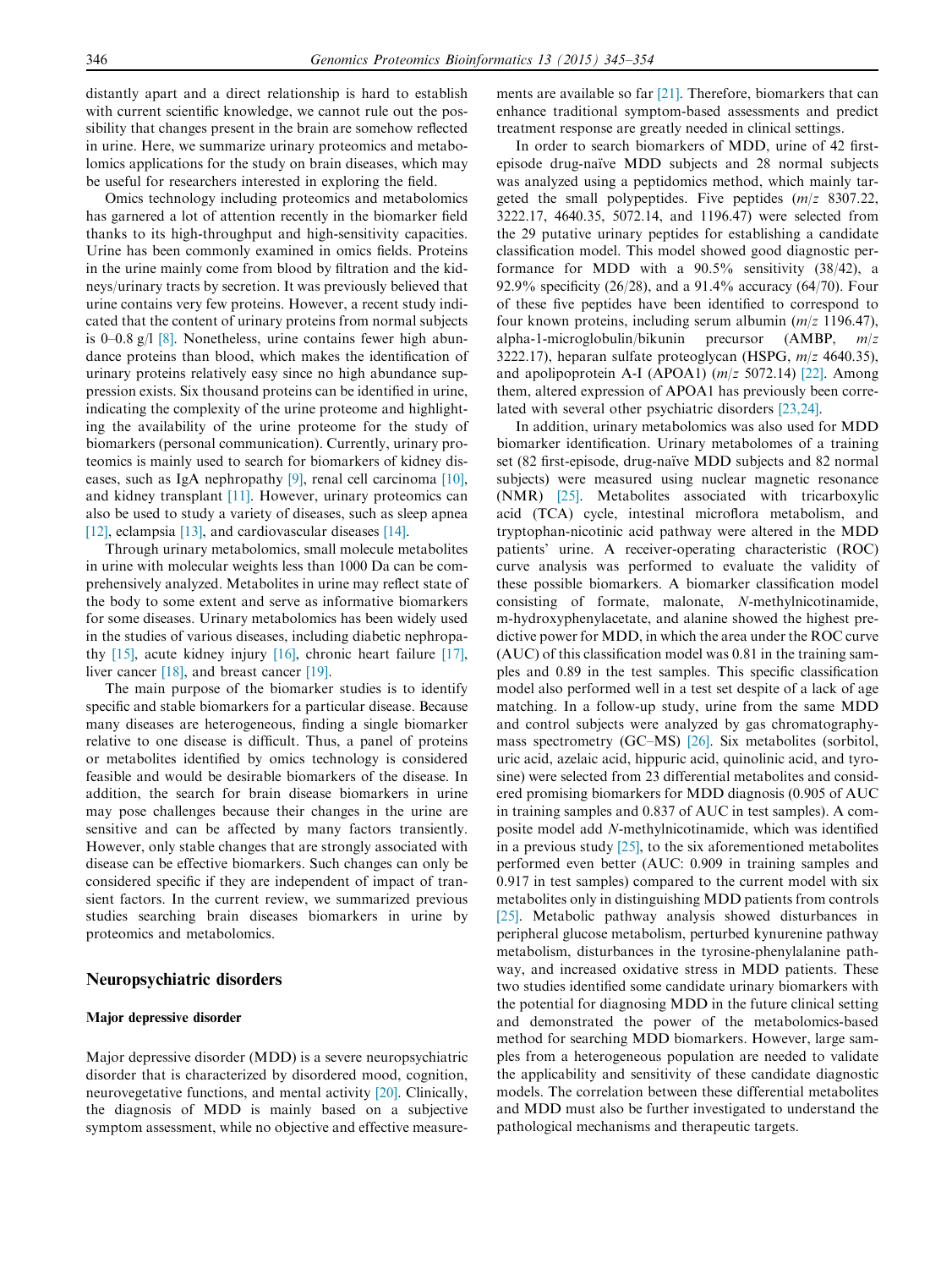distantly apart and a direct relationship is hard to establish with current scientific knowledge, we cannot rule out the possibility that changes present in the brain are somehow reflected in urine. Here, we summarize urinary proteomics and metabolomics applications for the study on brain diseases, which may be useful for researchers interested in exploring the field.

Omics technology including proteomics and metabolomics has garnered a lot of attention recently in the biomarker field thanks to its high-throughput and high-sensitivity capacities. Urine has been commonly examined in omics fields. Proteins in the urine mainly come from blood by filtration and the kidneys/urinary tracts by secretion. It was previously believed that urine contains very few proteins. However, a recent study indicated that the content of urinary proteins from normal subjects is 0–0.8 g/l [8]. Nonetheless, urine contains fewer high abundance proteins than blood, which makes the identification of urinary proteins relatively easy since no high abundance suppression exists. Six thousand proteins can be identified in urine, indicating the complexity of the urine proteome and highlighting the availability of the urine proteome for the study of biomarkers (personal communication). Currently, urinary proteomics is mainly used to search for biomarkers of kidney diseases, such as IgA nephropathy [9], renal cell carcinoma [10], and kidney transplant [11]. However, urinary proteomics can also be used to study a variety of diseases, such as sleep apnea [12], eclampsia [13], and cardiovascular diseases [14].

Through urinary metabolomics, small molecule metabolites in urine with molecular weights less than 1000 Da can be comprehensively analyzed. Metabolites in urine may reflect state of the body to some extent and serve as informative biomarkers for some diseases. Urinary metabolomics has been widely used in the studies of various diseases, including diabetic nephropathy [15], acute kidney injury [16], chronic heart failure [17], liver cancer [18], and breast cancer [19].

The main purpose of the biomarker studies is to identify specific and stable biomarkers for a particular disease. Because many diseases are heterogeneous, finding a single biomarker relative to one disease is difficult. Thus, a panel of proteins or metabolites identified by omics technology is considered feasible and would be desirable biomarkers of the disease. In addition, the search for brain disease biomarkers in urine may pose challenges because their changes in the urine are sensitive and can be affected by many factors transiently. However, only stable changes that are strongly associated with disease can be effective biomarkers. Such changes can only be considered specific if they are independent of impact of transient factors. In the current review, we summarized previous studies searching brain diseases biomarkers in urine by proteomics and metabolomics.

## Neuropsychiatric disorders

### Major depressive disorder

Major depressive disorder (MDD) is a severe neuropsychiatric disorder that is characterized by disordered mood, cognition, neurovegetative functions, and mental activity [20]. Clinically, the diagnosis of MDD is mainly based on a subjective symptom assessment, while no objective and effective measurements are available so far [21]. Therefore, biomarkers that can enhance traditional symptom-based assessments and predict treatment response are greatly needed in clinical settings.

In order to search biomarkers of MDD, urine of 42 first-episode drug-naïve MDD subjects and 28 normal subjects was analyzed using a peptidomics method, which mainly targeted the small polypeptides. Five peptides (*m/z* 8307.22, 3222.17, 4640.35, 5072.14, and 1196.47) were selected from the 29 putative urinary peptides for establishing a candidate classification model. This model showed good diagnostic performance for MDD with a 90.5% sensitivity (38/42), a 92.9% specificity (26/28), and a 91.4% accuracy (64/70). Four of these five peptides have been identified to correspond to four known proteins, including serum albumin (*m/z* 1196.47), alpha-1-microglobulin/bikunin precursor (AMBP, *m/z* 3222.17), heparan sulfate proteoglycan (HSPG, *m/z* 4640.35), and apolipoprotein A-I (APOA1) (*m/z* 5072.14) [22]. Among them, altered expression of APOA1 has previously been correlated with several other psychiatric disorders [23,24].

In addition, urinary metabolomics was also used for MDD biomarker identification. Urinary metabolomes of a training set (82 first-episode, drug-naïve MDD subjects and 82 normal subjects) were measured using nuclear magnetic resonance (NMR) [25]. Metabolites associated with tricarboxylic acid (TCA) cycle, intestinal microflora metabolism, and tryptophan-nicotinic acid pathway were altered in the MDD patients' urine. A receiver-operating characteristic (ROC) curve analysis was performed to evaluate the validity of these possible biomarkers. A biomarker classification model consisting of formate, malonate, *N*-methylnicotinamide, m-hydroxyphenylacetate, and alanine showed the highest predictive power for MDD, in which the area under the ROC curve (AUC) of this classification model was 0.81 in the training samples and 0.89 in the test samples. This specific classification model also performed well in a test set despite of a lack of age matching. In a follow-up study, urine from the same MDD and control subjects were analyzed by gas chromatography-mass spectrometry (GC–MS) [26]. Six metabolites (sorbitol, uric acid, azelaic acid, hippuric acid, quinolinic acid, and tyrosine) were selected from 23 differential metabolites and considered promising biomarkers for MDD diagnosis (0.905 of AUC in training samples and 0.837 of AUC in test samples). A composite model add *N*-methylnicotinamide, which was identified in a previous study [25], to the six aforementioned metabolites performed even better (AUC: 0.909 in training samples and 0.917 in test samples) compared to the current model with six metabolites only in distinguishing MDD patients from controls [25]. Metabolic pathway analysis showed disturbances in peripheral glucose metabolism, perturbed kynurenine pathway metabolism, disturbances in the tyrosine-phenylalanine pathway, and increased oxidative stress in MDD patients. These two studies identified some candidate urinary biomarkers with the potential for diagnosing MDD in the future clinical setting and demonstrated the power of the metabolomics-based method for searching MDD biomarkers. However, large samples from a heterogeneous population are needed to validate the applicability and sensitivity of these candidate diagnostic models. The correlation between these differential metabolites and MDD must also be further investigated to understand the pathological mechanisms and therapeutic targets.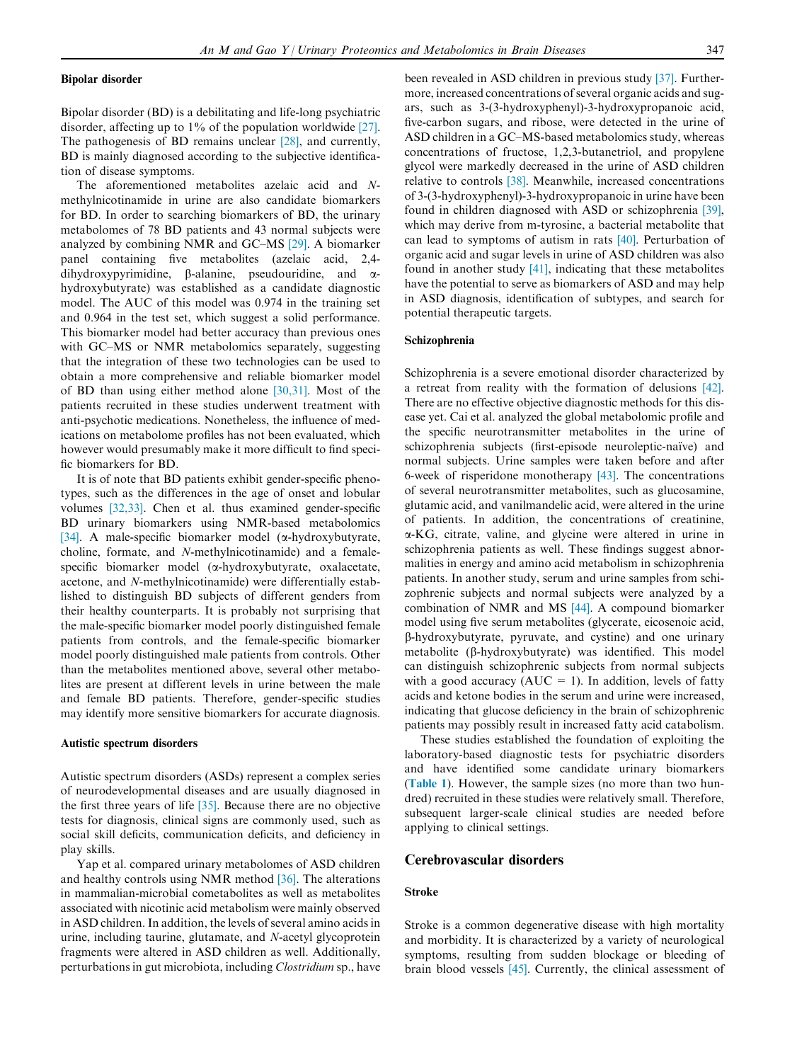### Bipolar disorder

Bipolar disorder (BD) is a debilitating and life-long psychiatric disorder, affecting up to 1% of the population worldwide [27]. The pathogenesis of BD remains unclear [28], and currently, BD is mainly diagnosed according to the subjective identification of disease symptoms.

The aforementioned metabolites azelaic acid and *N*-methylnicotinamide in urine are also candidate biomarkers for BD. In order to searching biomarkers of BD, the urinary metabolomes of 78 BD patients and 43 normal subjects were analyzed by combining NMR and GC–MS [29]. A biomarker panel containing five metabolites (azelaic acid, 2,4-dihydroxypyrimidine, β-alanine, pseudouridine, and α-hydroxybutyrate) was established as a candidate diagnostic model. The AUC of this model was 0.974 in the training set and 0.964 in the test set, which suggest a solid performance. This biomarker model had better accuracy than previous ones with GC–MS or NMR metabolomics separately, suggesting that the integration of these two technologies can be used to obtain a more comprehensive and reliable biomarker model of BD than using either method alone [30,31]. Most of the patients recruited in these studies underwent treatment with anti-psychotic medications. Nonetheless, the influence of medications on metabolome profiles has not been evaluated, which however would presumably make it more difficult to find specific biomarkers for BD.

It is of note that BD patients exhibit gender-specific phenotypes, such as the differences in the age of onset and lobular volumes [32,33]. Chen et al. thus examined gender-specific BD urinary biomarkers using NMR-based metabolomics [34]. A male-specific biomarker model (α-hydroxybutyrate, choline, formate, and *N*-methylnicotinamide) and a female-specific biomarker model (α-hydroxybutyrate, oxalacetate, acetone, and *N*-methylnicotinamide) were differentially established to distinguish BD subjects of different genders from their healthy counterparts. It is probably not surprising that the male-specific biomarker model poorly distinguished female patients from controls, and the female-specific biomarker model poorly distinguished male patients from controls. Other than the metabolites mentioned above, several other metabolites are present at different levels in urine between the male and female BD patients. Therefore, gender-specific studies may identify more sensitive biomarkers for accurate diagnosis.

### Autistic spectrum disorders

Autistic spectrum disorders (ASDs) represent a complex series of neurodevelopmental diseases and are usually diagnosed in the first three years of life [35]. Because there are no objective tests for diagnosis, clinical signs are commonly used, such as social skill deficits, communication deficits, and deficiency in play skills.

Yap et al. compared urinary metabolomes of ASD children and healthy controls using NMR method [36]. The alterations in mammalian-microbial cometabolites as well as metabolites associated with nicotinic acid metabolism were mainly observed in ASD children. In addition, the levels of several amino acids in urine, including taurine, glutamate, and *N*-acetyl glycoprotein fragments were altered in ASD children as well. Additionally, perturbations in gut microbiota, including *Clostridium* sp., have been revealed in ASD children in previous study [37]. Furthermore, increased concentrations of several organic acids and sugars, such as 3-(3-hydroxyphenyl)-3-hydroxypropanoic acid, five-carbon sugars, and ribose, were detected in the urine of ASD children in a GC–MS-based metabolomics study, whereas concentrations of fructose, 1,2,3-butanetriol, and propylene glycol were markedly decreased in the urine of ASD children relative to controls [38]. Meanwhile, increased concentrations of 3-(3-hydroxyphenyl)-3-hydroxypropanoic in urine have been found in children diagnosed with ASD or schizophrenia [39], which may derive from m-tyrosine, a bacterial metabolite that can lead to symptoms of autism in rats [40]. Perturbation of organic acid and sugar levels in urine of ASD children was also found in another study [41], indicating that these metabolites have the potential to serve as biomarkers of ASD and may help in ASD diagnosis, identification of subtypes, and search for potential therapeutic targets.

### Schizophrenia

Schizophrenia is a severe emotional disorder characterized by a retreat from reality with the formation of delusions [42]. There are no effective objective diagnostic methods for this disease yet. Cai et al. analyzed the global metabolomic profile and the specific neurotransmitter metabolites in the urine of schizophrenia subjects (first-episode neuroleptic-naïve) and normal subjects. Urine samples were taken before and after 6-week of risperidone monotherapy [43]. The concentrations of several neurotransmitter metabolites, such as glucosamine, glutamic acid, and vanilmandelic acid, were altered in the urine of patients. In addition, the concentrations of creatinine, α-KG, citrate, valine, and glycine were altered in urine in schizophrenia patients as well. These findings suggest abnormalities in energy and amino acid metabolism in schizophrenia patients. In another study, serum and urine samples from schizophrenic subjects and normal subjects were analyzed by a combination of NMR and MS [44]. A compound biomarker model using five serum metabolites (glycerate, eicosenoic acid, β-hydroxybutyrate, pyruvate, and cystine) and one urinary metabolite (β-hydroxybutyrate) was identified. This model can distinguish schizophrenic subjects from normal subjects with a good accuracy (AUC = 1). In addition, levels of fatty acids and ketone bodies in the serum and urine were increased, indicating that glucose deficiency in the brain of schizophrenic patients may possibly result in increased fatty acid catabolism.

These studies established the foundation of exploiting the laboratory-based diagnostic tests for psychiatric disorders and have identified some candidate urinary biomarkers (**Table 1**). However, the sample sizes (no more than two hundred) recruited in these studies were relatively small. Therefore, subsequent larger-scale clinical studies are needed before applying to clinical settings.

## Cerebrovascular disorders

### Stroke

Stroke is a common degenerative disease with high mortality and morbidity. It is characterized by a variety of neurological symptoms, resulting from sudden blockage or bleeding of brain blood vessels [45]. Currently, the clinical assessment of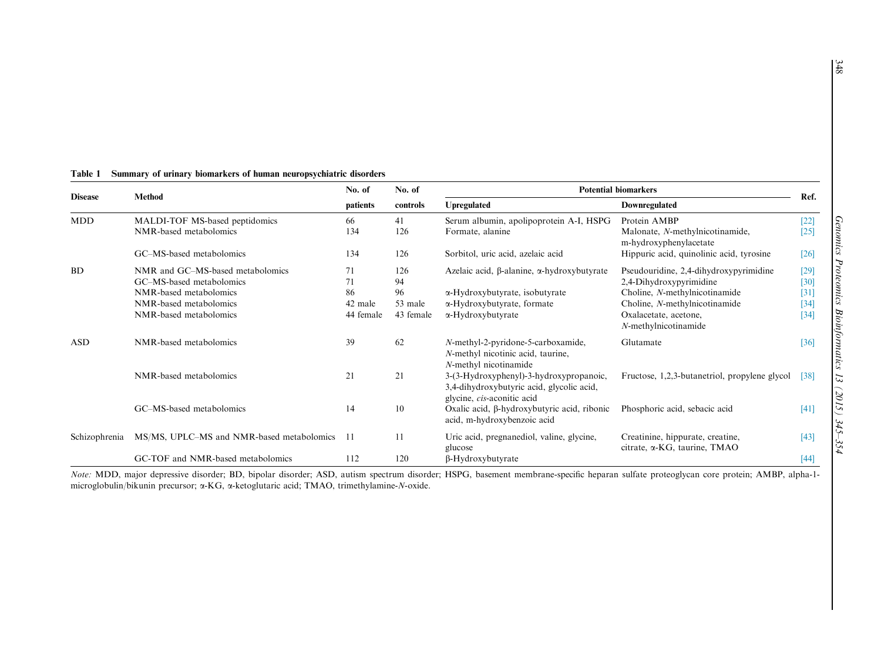**Table 1 Summary of urinary biomarkers of human neuropsychiatric disorders**

| Disease | Method | No. of patients | No. of controls | Potential biomarkers | | Ref. |
|---|---|---|---|---|---|---|
| | | | | Upregulated | Downregulated | |
| MDD | MALDI-TOF MS-based peptidomics | 66 | 41 | Serum albumin, apolipoprotein A-I, HSPG | Protein AMBP | [22] |
| | NMR-based metabolomics | 134 | 126 | Formate, alanine | Malonate, *N*-methylnicotinamide, m-hydroxyphenylacetate | [25] |
| | GC–MS-based metabolomics | 134 | 126 | Sorbitol, uric acid, azelaic acid | Hippuric acid, quinolinic acid, tyrosine | [26] |
| BD | NMR and GC–MS-based metabolomics | 71 | 126 | Azelaic acid, β-alanine, α-hydroxybutyrate | Pseudouridine, 2,4-dihydroxypyrimidine | [29] |
| | GC–MS-based metabolomics | 71 | 94 | | 2,4-Dihydroxypyrimidine | [30] |
| | NMR-based metabolomics | 86 | 96 | α-Hydroxybutyrate, isobutyrate | Choline, *N*-methylnicotinamide | [31] |
| | NMR-based metabolomics | 42 male | 53 male | α-Hydroxybutyrate, formate | Choline, *N*-methylnicotinamide | [34] |
| | NMR-based metabolomics | 44 female | 43 female | α-Hydroxybutyrate | Oxalacetate, acetone, *N*-methylnicotinamide | [34] |
| ASD | NMR-based metabolomics | 39 | 62 | *N*-methyl-2-pyridone-5-carboxamide, *N*-methyl nicotinic acid, taurine, *N*-methyl nicotinamide | Glutamate | [36] |
| | NMR-based metabolomics | 21 | 21 | 3-(3-Hydroxyphenyl)-3-hydroxypropanoic, 3,4-dihydroxybutyric acid, glycolic acid, glycine, *cis*-aconitic acid | Fructose, 1,2,3-butanetriol, propylene glycol | [38] |
| | GC–MS-based metabolomics | 14 | 10 | Oxalic acid, β-hydroxybutyric acid, ribonic acid, m-hydroxybenzoic acid | Phosphoric acid, sebacic acid | [41] |
| Schizophrenia | MS/MS, UPLC–MS and NMR-based metabolomics | 11 | 11 | Uric acid, pregnanediol, valine, glycine, glucose | Creatinine, hippurate, creatine, citrate, α-KG, taurine, TMAO | [43] |
| | GC-TOF and NMR-based metabolomics | 112 | 120 | β-Hydroxybutyrate | | [44] |

*Note:* MDD, major depressive disorder; BD, bipolar disorder; ASD, autism spectrum disorder; HSPG, basement membrane-specific heparan sulfate proteoglycan core protein; AMBP, alpha-1-microglobulin/bikunin precursor; α-KG, α-ketoglutaric acid; TMAO, trimethylamine-*N*-oxide.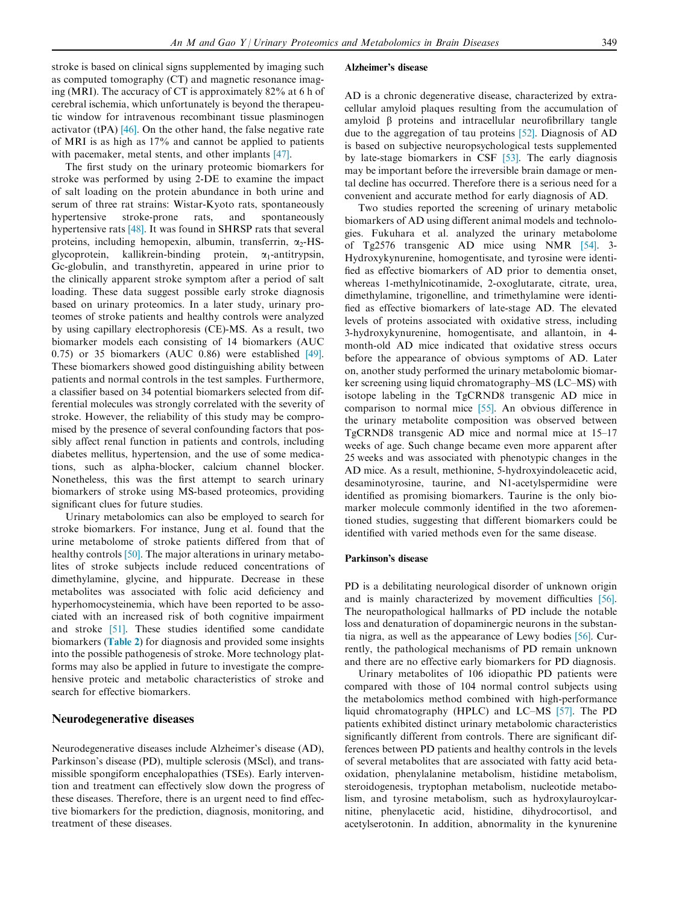stroke is based on clinical signs supplemented by imaging such as computed tomography (CT) and magnetic resonance imaging (MRI). The accuracy of CT is approximately 82% at 6 h of cerebral ischemia, which unfortunately is beyond the therapeutic window for intravenous recombinant tissue plasminogen activator (tPA) [46]. On the other hand, the false negative rate of MRI is as high as 17% and cannot be applied to patients with pacemaker, metal stents, and other implants [47].

The first study on the urinary proteomic biomarkers for stroke was performed by using 2-DE to examine the impact of salt loading on the protein abundance in both urine and serum of three rat strains: Wistar-Kyoto rats, spontaneously hypertensive stroke-prone rats, and spontaneously hypertensive rats [48]. It was found in SHRSP rats that several proteins, including hemopexin, albumin, transferrin, $\alpha_2$-HS-glycoprotein, kallikrein-binding protein, $\alpha_1$-antitrypsin, Gc-globulin, and transthyretin, appeared in urine prior to the clinically apparent stroke symptom after a period of salt loading. These data suggest possible early stroke diagnosis based on urinary proteomics. In a later study, urinary proteomes of stroke patients and healthy controls were analyzed by using capillary electrophoresis (CE)-MS. As a result, two biomarker models each consisting of 14 biomarkers (AUC 0.75) or 35 biomarkers (AUC 0.86) were established [49]. These biomarkers showed good distinguishing ability between patients and normal controls in the test samples. Furthermore, a classifier based on 34 potential biomarkers selected from differential molecules was strongly correlated with the severity of stroke. However, the reliability of this study may be compromised by the presence of several confounding factors that possibly affect renal function in patients and controls, including diabetes mellitus, hypertension, and the use of some medications, such as alpha-blocker, calcium channel blocker. Nonetheless, this was the first attempt to search urinary biomarkers of stroke using MS-based proteomics, providing significant clues for future studies.

Urinary metabolomics can also be employed to search for stroke biomarkers. For instance, Jung et al. found that the urine metabolome of stroke patients differed from that of healthy controls [50]. The major alterations in urinary metabolites of stroke subjects include reduced concentrations of dimethylamine, glycine, and hippurate. Decrease in these metabolites was associated with folic acid deficiency and hyperhomocysteinemia, which have been reported to be associated with an increased risk of both cognitive impairment and stroke [51]. These studies identified some candidate biomarkers (**Table 2**) for diagnosis and provided some insights into the possible pathogenesis of stroke. More technology platforms may also be applied in future to investigate the comprehensive proteic and metabolic characteristics of stroke and search for effective biomarkers.

## Neurodegenerative diseases

Neurodegenerative diseases include Alzheimer's disease (AD), Parkinson's disease (PD), multiple sclerosis (MScl), and transmissible spongiform encephalopathies (TSEs). Early intervention and treatment can effectively slow down the progress of these diseases. Therefore, there is an urgent need to find effective biomarkers for the prediction, diagnosis, monitoring, and treatment of these diseases.

### Alzheimer's disease

AD is a chronic degenerative disease, characterized by extracellular amyloid plaques resulting from the accumulation of amyloid β proteins and intracellular neurofibrillary tangle due to the aggregation of tau proteins [52]. Diagnosis of AD is based on subjective neuropsychological tests supplemented by late-stage biomarkers in CSF [53]. The early diagnosis may be important before the irreversible brain damage or mental decline has occurred. Therefore there is a serious need for a convenient and accurate method for early diagnosis of AD.

Two studies reported the screening of urinary metabolic biomarkers of AD using different animal models and technologies. Fukuhara et al. analyzed the urinary metabolome of Tg2576 transgenic AD mice using NMR [54]. 3-Hydroxykynurenine, homogentisate, and tyrosine were identified as effective biomarkers of AD prior to dementia onset, whereas 1-methylnicotinamide, 2-oxoglutarate, citrate, urea, dimethylamine, trigonelline, and trimethylamine were identified as effective biomarkers of late-stage AD. The elevated levels of proteins associated with oxidative stress, including 3-hydroxykynurenine, homogentisate, and allantoin, in 4-month-old AD mice indicated that oxidative stress occurs before the appearance of obvious symptoms of AD. Later on, another study performed the urinary metabolomic biomarker screening using liquid chromatography–MS (LC–MS) with isotope labeling in the TgCRND8 transgenic AD mice in comparison to normal mice [55]. An obvious difference in the urinary metabolite composition was observed between TgCRND8 transgenic AD mice and normal mice at 15–17 weeks of age. Such change became even more apparent after 25 weeks and was associated with phenotypic changes in the AD mice. As a result, methionine, 5-hydroxyindoleacetic acid, desaminotyrosine, taurine, and N1-acetylspermidine were identified as promising biomarkers. Taurine is the only biomarker molecule commonly identified in the two aforementioned studies, suggesting that different biomarkers could be identified with varied methods even for the same disease.

### Parkinson's disease

PD is a debilitating neurological disorder of unknown origin and is mainly characterized by movement difficulties [56]. The neuropathological hallmarks of PD include the notable loss and denaturation of dopaminergic neurons in the substantia nigra, as well as the appearance of Lewy bodies [56]. Currently, the pathological mechanisms of PD remain unknown and there are no effective early biomarkers for PD diagnosis.

Urinary metabolites of 106 idiopathic PD patients were compared with those of 104 normal control subjects using the metabolomics method combined with high-performance liquid chromatography (HPLC) and LC–MS [57]. The PD patients exhibited distinct urinary metabolomic characteristics significantly different from controls. There are significant differences between PD patients and healthy controls in the levels of several metabolites that are associated with fatty acid beta-oxidation, phenylalanine metabolism, histidine metabolism, steroidogenesis, tryptophan metabolism, nucleotide metabolism, and tyrosine metabolism, such as hydroxylauroylcarnitine, phenylacetic acid, histidine, dihydrocortisol, and acetylserotonin. In addition, abnormality in the kynurenine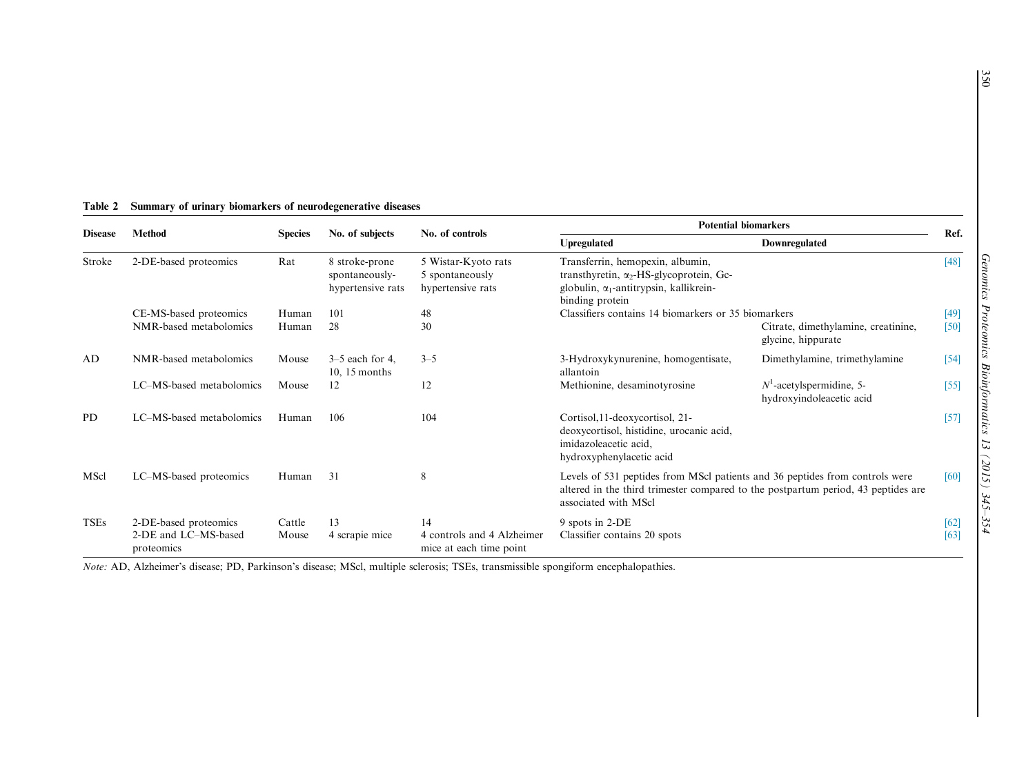**Table 2 Summary of urinary biomarkers of neurodegenerative diseases**

| Disease | Method | Species | No. of subjects | No. of controls | Potential biomarkers | | Ref. |
|---|---|---|---|---|---|---|---|
| | | | | | Upregulated | Downregulated | |
| Stroke | 2-DE-based proteomics | Rat | 8 stroke-prone spontaneously-hypertensive rats | 5 Wistar-Kyoto rats 5 spontaneously hypertensive rats | Transferrin, hemopexin, albumin, transthyretin, $\alpha_2$-HS-glycoprotein, Gc-globulin, $\alpha_1$-antitrypsin, kallikrein-binding protein | | [48] |
| | CE-MS-based proteomics | Human | 101 | 48 | Classifiers contains 14 biomarkers or 35 biomarkers | | [49] |
| | NMR-based metabolomics | Human | 28 | 30 | | Citrate, dimethylamine, creatinine, glycine, hippurate | [50] |
| AD | NMR-based metabolomics | Mouse | 3–5 each for 4, 10, 15 months | 3–5 | 3-Hydroxykynurenine, homogentisate, allantoin | Dimethylamine, trimethylamine | [54] |
| | LC–MS-based metabolomics | Mouse | 12 | 12 | Methionine, desaminotyrosine | $N^1$-acetylspermidine, 5-hydroxyindoleacetic acid | [55] |
| PD | LC–MS-based metabolomics | Human | 106 | 104 | Cortisol,11-deoxycortisol, 21-deoxycortisol, histidine, urocanic acid, imidazoleacetic acid, hydroxyphenylacetic acid | | [57] |
| MScl | LC–MS-based proteomics | Human | 31 | 8 | Levels of 531 peptides from MScl patients and 36 peptides from controls were altered in the third trimester compared to the postpartum period, 43 peptides are associated with MScl | | [60] |
| TSEs | 2-DE-based proteomics | Cattle | 13 | 14 | 9 spots in 2-DE | | [62] |
| | 2-DE and LC–MS-based proteomics | Mouse | 4 scrapie mice | 4 controls and 4 Alzheimer mice at each time point | Classifier contains 20 spots | | [63] |

*Note:* AD, Alzheimer's disease; PD, Parkinson's disease; MScl, multiple sclerosis; TSEs, transmissible spongiform encephalopathies.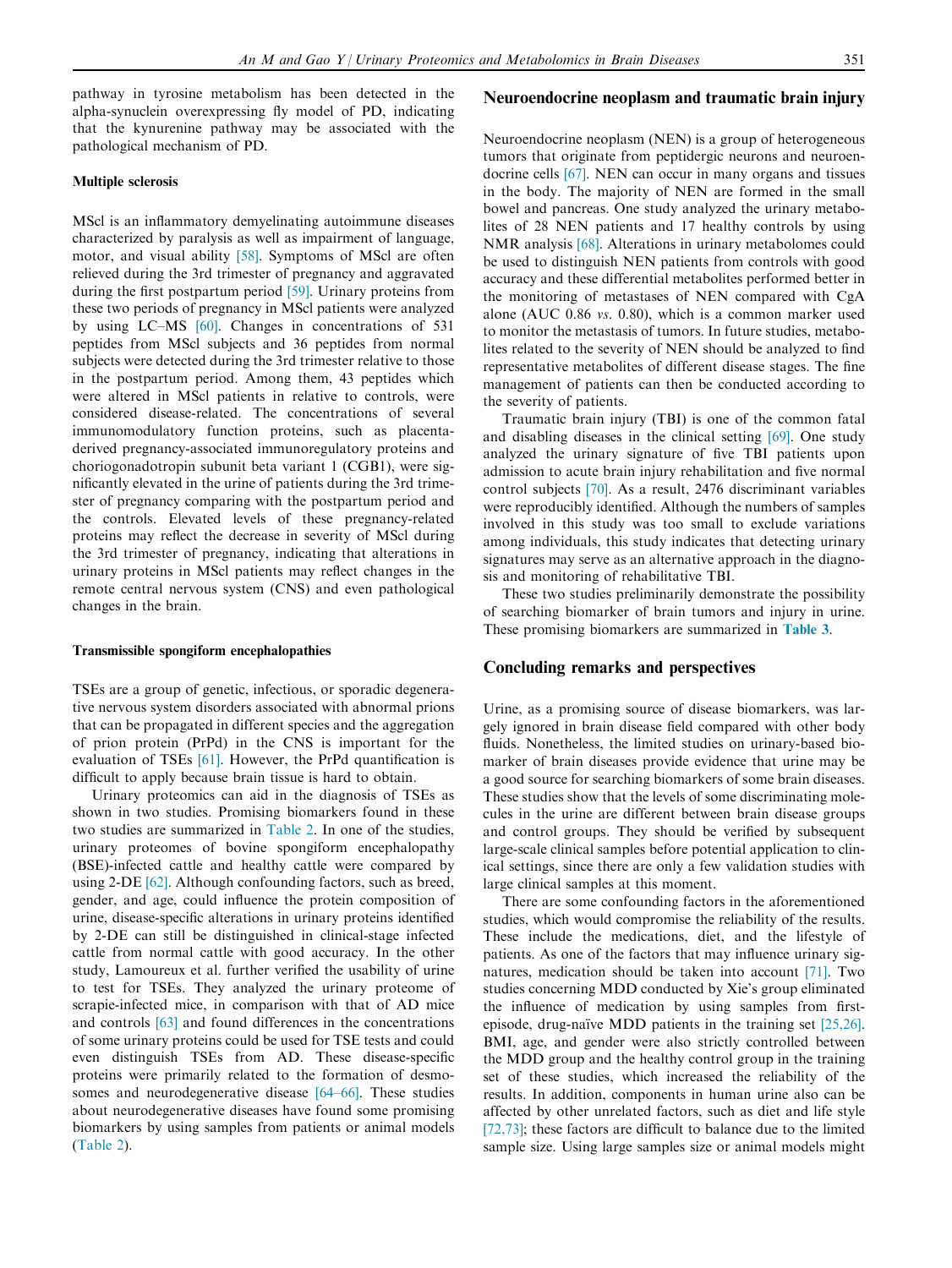pathway in tyrosine metabolism has been detected in the alpha-synuclein overexpressing fly model of PD, indicating that the kynurenine pathway may be associated with the pathological mechanism of PD.

#### Multiple sclerosis

MScl is an inflammatory demyelinating autoimmune diseases characterized by paralysis as well as impairment of language, motor, and visual ability [58]. Symptoms of MScl are often relieved during the 3rd trimester of pregnancy and aggravated during the first postpartum period [59]. Urinary proteins from these two periods of pregnancy in MScl patients were analyzed by using LC–MS [60]. Changes in concentrations of 531 peptides from MScl subjects and 36 peptides from normal subjects were detected during the 3rd trimester relative to those in the postpartum period. Among them, 43 peptides which were altered in MScl patients in relative to controls, were considered disease-related. The concentrations of several immunomodulatory function proteins, such as placenta-derived pregnancy-associated immunoregulatory proteins and choriogonadotropin subunit beta variant 1 (CGB1), were significantly elevated in the urine of patients during the 3rd trimester of pregnancy comparing with the postpartum period and the controls. Elevated levels of these pregnancy-related proteins may reflect the decrease in severity of MScl during the 3rd trimester of pregnancy, indicating that alterations in urinary proteins in MScl patients may reflect changes in the remote central nervous system (CNS) and even pathological changes in the brain.

#### Transmissible spongiform encephalopathies

TSEs are a group of genetic, infectious, or sporadic degenerative nervous system disorders associated with abnormal prions that can be propagated in different species and the aggregation of prion protein (PrPd) in the CNS is important for the evaluation of TSEs [61]. However, the PrPd quantification is difficult to apply because brain tissue is hard to obtain.

Urinary proteomics can aid in the diagnosis of TSEs as shown in two studies. Promising biomarkers found in these two studies are summarized in Table 2. In one of the studies, urinary proteomes of bovine spongiform encephalopathy (BSE)-infected cattle and healthy cattle were compared by using 2-DE [62]. Although confounding factors, such as breed, gender, and age, could influence the protein composition of urine, disease-specific alterations in urinary proteins identified by 2-DE can still be distinguished in clinical-stage infected cattle from normal cattle with good accuracy. In the other study, Lamoureux et al. further verified the usability of urine to test for TSEs. They analyzed the urinary proteome of scrapie-infected mice, in comparison with that of AD mice and controls [63] and found differences in the concentrations of some urinary proteins could be used for TSE tests and could even distinguish TSEs from AD. These disease-specific proteins were primarily related to the formation of desmosomes and neurodegenerative disease [64–66]. These studies about neurodegenerative diseases have found some promising biomarkers by using samples from patients or animal models (Table 2).

## Neuroendocrine neoplasm and traumatic brain injury

Neuroendocrine neoplasm (NEN) is a group of heterogeneous tumors that originate from peptidergic neurons and neuroendocrine cells [67]. NEN can occur in many organs and tissues in the body. The majority of NEN are formed in the small bowel and pancreas. One study analyzed the urinary metabolites of 28 NEN patients and 17 healthy controls by using NMR analysis [68]. Alterations in urinary metabolomes could be used to distinguish NEN patients from controls with good accuracy and these differential metabolites performed better in the monitoring of metastases of NEN compared with CgA alone (AUC 0.86 *vs.* 0.80), which is a common marker used to monitor the metastasis of tumors. In future studies, metabolites related to the severity of NEN should be analyzed to find representative metabolites of different disease stages. The fine management of patients can then be conducted according to the severity of patients.

Traumatic brain injury (TBI) is one of the common fatal and disabling diseases in the clinical setting [69]. One study analyzed the urinary signature of five TBI patients upon admission to acute brain injury rehabilitation and five normal control subjects [70]. As a result, 2476 discriminant variables were reproducibly identified. Although the numbers of samples involved in this study was too small to exclude variations among individuals, this study indicates that detecting urinary signatures may serve as an alternative approach in the diagnosis and monitoring of rehabilitative TBI.

These two studies preliminarily demonstrate the possibility of searching biomarker of brain tumors and injury in urine. These promising biomarkers are summarized in **Table 3**.

## Concluding remarks and perspectives

Urine, as a promising source of disease biomarkers, was largely ignored in brain disease field compared with other body fluids. Nonetheless, the limited studies on urinary-based biomarker of brain diseases provide evidence that urine may be a good source for searching biomarkers of some brain diseases. These studies show that the levels of some discriminating molecules in the urine are different between brain disease groups and control groups. They should be verified by subsequent large-scale clinical samples before potential application to clinical settings, since there are only a few validation studies with large clinical samples at this moment.

There are some confounding factors in the aforementioned studies, which would compromise the reliability of the results. These include the medications, diet, and the lifestyle of patients. As one of the factors that may influence urinary signatures, medication should be taken into account [71]. Two studies concerning MDD conducted by Xie's group eliminated the influence of medication by using samples from first-episode, drug-naïve MDD patients in the training set [25,26]. BMI, age, and gender were also strictly controlled between the MDD group and the healthy control group in the training set of these studies, which increased the reliability of the results. In addition, components in human urine also can be affected by other unrelated factors, such as diet and life style [72,73]; these factors are difficult to balance due to the limited sample size. Using large samples size or animal models might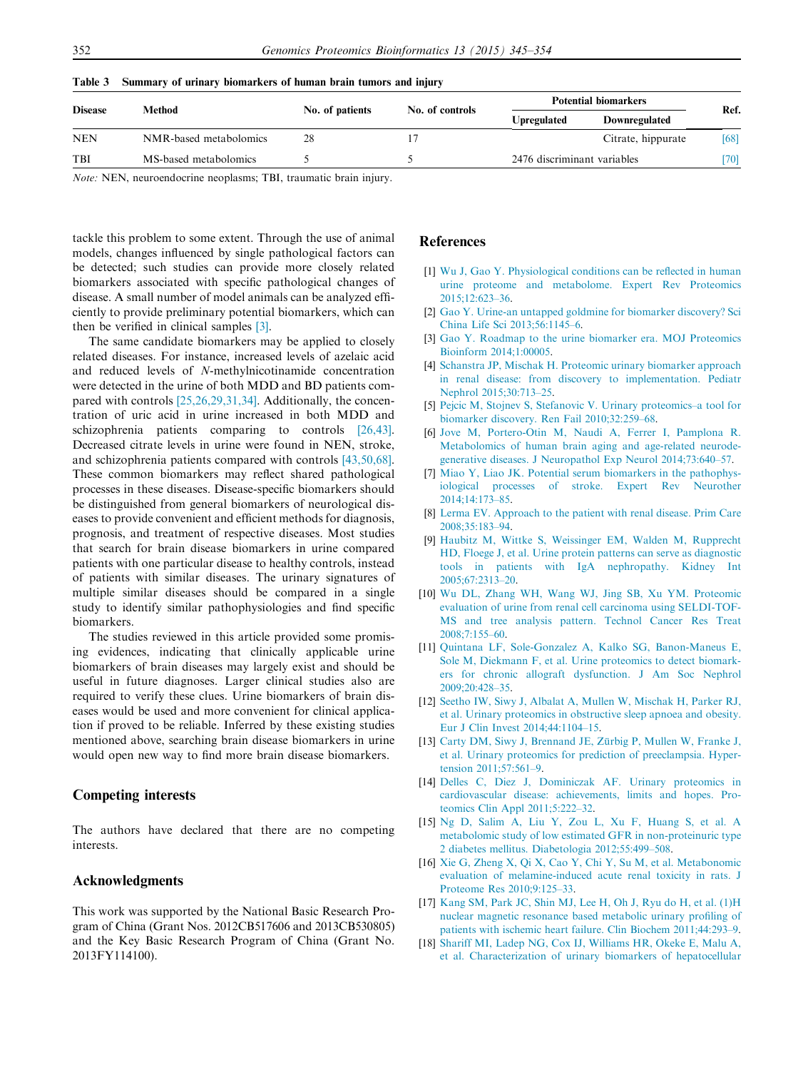**Table 3 Summary of urinary biomarkers of human brain tumors and injury**

| Disease | Method | No. of patients | No. of controls | Potential biomarkers | | Ref. |
|---|---|---|---|---|---|---|
| | | | | Upregulated | Downregulated | |
| NEN | NMR-based metabolomics | 28 | 17 | | Citrate, hippurate | [68] |
| TBI | MS-based metabolomics | 5 | 5 | 2476 discriminant variables | | [70] |

*Note:* NEN, neuroendocrine neoplasms; TBI, traumatic brain injury.

tackle this problem to some extent. Through the use of animal models, changes influenced by single pathological factors can be detected; such studies can provide more closely related biomarkers associated with specific pathological changes of disease. A small number of model animals can be analyzed efficiently to provide preliminary potential biomarkers, which can then be verified in clinical samples [3].

The same candidate biomarkers may be applied to closely related diseases. For instance, increased levels of azelaic acid and reduced levels of *N*-methylnicotinamide concentration were detected in the urine of both MDD and BD patients compared with controls [25,26,29,31,34]. Additionally, the concentration of uric acid in urine increased in both MDD and schizophrenia patients comparing to controls [26,43]. Decreased citrate levels in urine were found in NEN, stroke, and schizophrenia patients compared with controls [43,50,68]. These common biomarkers may reflect shared pathological processes in these diseases. Disease-specific biomarkers should be distinguished from general biomarkers of neurological diseases to provide convenient and efficient methods for diagnosis, prognosis, and treatment of respective diseases. Most studies that search for brain disease biomarkers in urine compared patients with one particular disease to healthy controls, instead of patients with similar diseases. The urinary signatures of multiple similar diseases should be compared in a single study to identify similar pathophysiologies and find specific biomarkers.

The studies reviewed in this article provided some promising evidences, indicating that clinically applicable urine biomarkers of brain diseases may largely exist and should be useful in future diagnoses. Larger clinical studies also are required to verify these clues. Urine biomarkers of brain diseases would be used and more convenient for clinical application if proved to be reliable. Inferred by these existing studies mentioned above, searching brain disease biomarkers in urine would open new way to find more brain disease biomarkers.

## Competing interests

The authors have declared that there are no competing interests.

## Acknowledgments

This work was supported by the National Basic Research Program of China (Grant Nos. 2012CB517606 and 2013CB530805) and the Key Basic Research Program of China (Grant No. 2013FY114100).

## References

[1] Wu J, Gao Y. Physiological conditions can be reflected in human urine proteome and metabolome. Expert Rev Proteomics 2015;12:623–36.

[2] Gao Y. Urine-an untapped goldmine for biomarker discovery? Sci China Life Sci 2013;56:1145–6.

[3] Gao Y. Roadmap to the urine biomarker era. MOJ Proteomics Bioinform 2014;1:00005.

[4] Schanstra JP, Mischak H. Proteomic urinary biomarker approach in renal disease: from discovery to implementation. Pediatr Nephrol 2015;30:713–25.

[5] Pejcic M, Stojnev S, Stefanovic V. Urinary proteomics–a tool for biomarker discovery. Ren Fail 2010;32:259–68.

[6] Jove M, Portero-Otin M, Naudi A, Ferrer I, Pamplona R. Metabolomics of human brain aging and age-related neurodegenerative diseases. J Neuropathol Exp Neurol 2014;73:640–57.

[7] Miao Y, Liao JK. Potential serum biomarkers in the pathophysiological processes of stroke. Expert Rev Neurother 2014;14:173–85.

[8] Lerma EV. Approach to the patient with renal disease. Prim Care 2008;35:183–94.

[9] Haubitz M, Wittke S, Weissinger EM, Walden M, Rupprecht HD, Floege J, et al. Urine protein patterns can serve as diagnostic tools in patients with IgA nephropathy. Kidney Int 2005;67:2313–20.

[10] Wu DL, Zhang WH, Wang WJ, Jing SB, Xu YM. Proteomic evaluation of urine from renal cell carcinoma using SELDI-TOF-MS and tree analysis pattern. Technol Cancer Res Treat 2008;7:155–60.

[11] Quintana LF, Sole-Gonzalez A, Kalko SG, Banon-Maneus E, Sole M, Diekmann F, et al. Urine proteomics to detect biomarkers for chronic allograft dysfunction. J Am Soc Nephrol 2009;20:428–35.

[12] Seetho IW, Siwy J, Albalat A, Mullen W, Mischak H, Parker RJ, et al. Urinary proteomics in obstructive sleep apnoea and obesity. Eur J Clin Invest 2014;44:1104–15.

[13] Carty DM, Siwy J, Brennand JE, Zürbig P, Mullen W, Franke J, et al. Urinary proteomics for prediction of preeclampsia. Hypertension 2011;57:561–9.

[14] Delles C, Diez J, Dominiczak AF. Urinary proteomics in cardiovascular disease: achievements, limits and hopes. Proteomics Clin Appl 2011;5:222–32.

[15] Ng D, Salim A, Liu Y, Zou L, Xu F, Huang S, et al. A metabolomic study of low estimated GFR in non-proteinuric type 2 diabetes mellitus. Diabetologia 2012;55:499–508.

[16] Xie G, Zheng X, Qi X, Cao Y, Chi Y, Su M, et al. Metabonomic evaluation of melamine-induced acute renal toxicity in rats. J Proteome Res 2010;9:125–33.

[17] Kang SM, Park JC, Shin MJ, Lee H, Oh J, Ryu do H, et al. (1)H nuclear magnetic resonance based metabolic urinary profiling of patients with ischemic heart failure. Clin Biochem 2011;44:293–9.

[18] Shariff MI, Ladep NG, Cox IJ, Williams HR, Okeke E, Malu A, et al. Characterization of urinary biomarkers of hepatocellular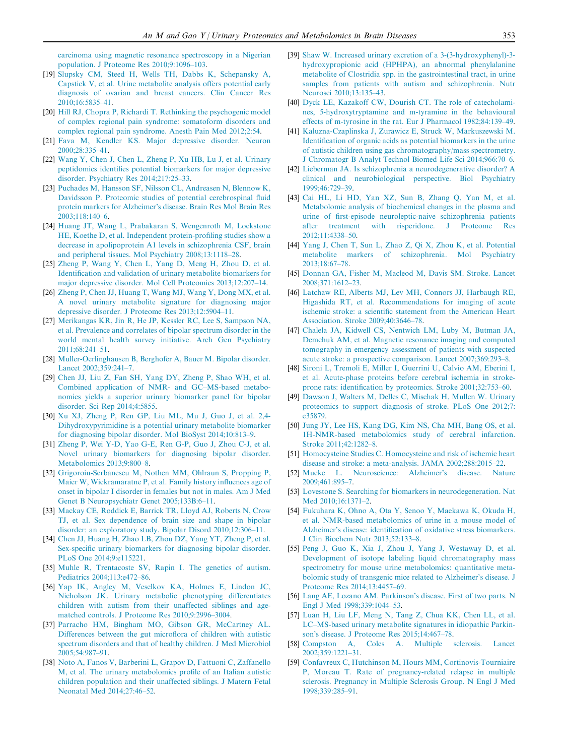carcinoma using magnetic resonance spectroscopy in a Nigerian population. J Proteome Res 2010;9:1096–103.

[19] Slupsky CM, Steed H, Wells TH, Dabbs K, Schepansky A, Capstick V, et al. Urine metabolite analysis offers potential early diagnosis of ovarian and breast cancers. Clin Cancer Res 2010;16:5835–41.

[20] Hill RJ, Chopra P, Richardi T. Rethinking the psychogenic model of complex regional pain syndrome: somatoform disorders and complex regional pain syndrome. Anesth Pain Med 2012;2:54.

[21] Fava M, Kendler KS. Major depressive disorder. Neuron 2000;28:335–41.

[22] Wang Y, Chen J, Chen L, Zheng P, Xu HB, Lu J, et al. Urinary peptidomics identifies potential biomarkers for major depressive disorder. Psychiatry Res 2014;217:25–33.

[23] Puchades M, Hansson SF, Nilsson CL, Andreasen N, Blennow K, Davidsson P. Proteomic studies of potential cerebrospinal fluid protein markers for Alzheimer's disease. Brain Res Mol Brain Res 2003;118:140–6.

[24] Huang JT, Wang L, Prabakaran S, Wengenroth M, Lockstone HE, Koethe D, et al. Independent protein-profiling studies show a decrease in apolipoprotein A1 levels in schizophrenia CSF, brain and peripheral tissues. Mol Psychiatry 2008;13:1118–28.

[25] Zheng P, Wang Y, Chen L, Yang D, Meng H, Zhou D, et al. Identification and validation of urinary metabolite biomarkers for major depressive disorder. Mol Cell Proteomics 2013;12:207–14.

[26] Zheng P, Chen JJ, Huang T, Wang MJ, Wang Y, Dong MX, et al. A novel urinary metabolite signature for diagnosing major depressive disorder. J Proteome Res 2013;12:5904–11.

[27] Merikangas KR, Jin R, He JP, Kessler RC, Lee S, Sampson NA, et al. Prevalence and correlates of bipolar spectrum disorder in the world mental health survey initiative. Arch Gen Psychiatry 2011;68:241–51.

[28] Muller-Oerlinghausen B, Berghofer A, Bauer M. Bipolar disorder. Lancet 2002;359:241–7.

[29] Chen JJ, Liu Z, Fan SH, Yang DY, Zheng P, Shao WH, et al. Combined application of NMR- and GC–MS-based metabonomics yields a superior urinary biomarker panel for bipolar disorder. Sci Rep 2014;4:5855.

[30] Xu XJ, Zheng P, Ren GP, Liu ML, Mu J, Guo J, et al. 2,4-Dihydroxypyrimidine is a potential urinary metabolite biomarker for diagnosing bipolar disorder. Mol BioSyst 2014;10:813–9.

[31] Zheng P, Wei Y-D, Yao G-E, Ren G-P, Guo J, Zhou C-J, et al. Novel urinary biomarkers for diagnosing bipolar disorder. Metabolomics 2013;9:800–8.

[32] Grigoroiu-Serbanescu M, Nothen MM, Ohlraun S, Propping P, Maier W, Wickramaratne P, et al. Family history influences age of onset in bipolar I disorder in females but not in males. Am J Med Genet B Neuropsychiatr Genet 2005;133B:6–11.

[33] Mackay CE, Roddick E, Barrick TR, Lloyd AJ, Roberts N, Crow TJ, et al. Sex dependence of brain size and shape in bipolar disorder: an exploratory study. Bipolar Disord 2010;12:306–11.

[34] Chen JJ, Huang H, Zhao LB, Zhou DZ, Yang YT, Zheng P, et al. Sex-specific urinary biomarkers for diagnosing bipolar disorder. PLoS One 2014;9:e115221.

[35] Muhle R, Trentacoste SV, Rapin I. The genetics of autism. Pediatrics 2004;113:e472–86.

[36] Yap IK, Angley M, Veselkov KA, Holmes E, Lindon JC, Nicholson JK. Urinary metabolic phenotyping differentiates children with autism from their unaffected siblings and age-matched controls. J Proteome Res 2010;9:2996–3004.

[37] Parracho HM, Bingham MO, Gibson GR, McCartney AL. Differences between the gut microflora of children with autistic spectrum disorders and that of healthy children. J Med Microbiol 2005;54:987–91.

[38] Noto A, Fanos V, Barberini L, Grapov D, Fattuoni C, Zaffanello M, et al. The urinary metabolomics profile of an Italian autistic children population and their unaffected siblings. J Matern Fetal Neonatal Med 2014;27:46–52.

[39] Shaw W. Increased urinary excretion of a 3-(3-hydroxyphenyl)-3-hydroxypropionic acid (HPHPA), an abnormal phenylalanine metabolite of Clostridia spp. in the gastrointestinal tract, in urine samples from patients with autism and schizophrenia. Nutr Neurosci 2010;13:135–43.

[40] Dyck LE, Kazakoff CW, Dourish CT. The role of catecholamines, 5-hydroxytryptamine and m-tyramine in the behavioural effects of m-tyrosine in the rat. Eur J Pharmacol 1982;84:139–49.

[41] Kaluzna-Czaplinska J, Zurawicz E, Struck W, Markuszewski M. Identification of organic acids as potential biomarkers in the urine of autistic children using gas chromatography/mass spectrometry. J Chromatogr B Analyt Technol Biomed Life Sci 2014;966:70–6.

[42] Lieberman JA. Is schizophrenia a neurodegenerative disorder? A clinical and neurobiological perspective. Biol Psychiatry 1999;46:729–39.

[43] Cai HL, Li HD, Yan XZ, Sun B, Zhang Q, Yan M, et al. Metabolomic analysis of biochemical changes in the plasma and urine of first-episode neuroleptic-naive schizophrenia patients after treatment with risperidone. J Proteome Res 2012;11:4338–50.

[44] Yang J, Chen T, Sun L, Zhao Z, Qi X, Zhou K, et al. Potential metabolite markers of schizophrenia. Mol Psychiatry 2013;18:67–78.

[45] Donnan GA, Fisher M, Macleod M, Davis SM. Stroke. Lancet 2008;371:1612–23.

[46] Latchaw RE, Alberts MJ, Lev MH, Connors JJ, Harbaugh RE, Higashida RT, et al. Recommendations for imaging of acute ischemic stroke: a scientific statement from the American Heart Association. Stroke 2009;40:3646–78.

[47] Chalela JA, Kidwell CS, Nentwich LM, Luby M, Butman JA, Demchuk AM, et al. Magnetic resonance imaging and computed tomography in emergency assessment of patients with suspected acute stroke: a prospective comparison. Lancet 2007;369:293–8.

[48] Sironi L, Tremoli E, Miller I, Guerrini U, Calvio AM, Eberini I, et al. Acute-phase proteins before cerebral ischemia in stroke-prone rats: identification by proteomics. Stroke 2001;32:753–60.

[49] Dawson J, Walters M, Delles C, Mischak H, Mullen W. Urinary proteomics to support diagnosis of stroke. PLoS One 2012;7:e35879.

[50] Jung JY, Lee HS, Kang DG, Kim NS, Cha MH, Bang OS, et al. 1H-NMR-based metabolomics study of cerebral infarction. Stroke 2011;42:1282–8.

[51] Homocysteine Studies C. Homocysteine and risk of ischemic heart disease and stroke: a meta-analysis. JAMA 2002;288:2015–22.

[52] Mucke L. Neuroscience: Alzheimer's disease. Nature 2009;461:895–7.

[53] Lovestone S. Searching for biomarkers in neurodegeneration. Nat Med 2010;16:1371–2.

[54] Fukuhara K, Ohno A, Ota Y, Senoo Y, Maekawa K, Okuda H, et al. NMR-based metabolomics of urine in a mouse model of Alzheimer's disease: identification of oxidative stress biomarkers. J Clin Biochem Nutr 2013;52:133–8.

[55] Peng J, Guo K, Xia J, Zhou J, Yang J, Westaway D, et al. Development of isotope labeling liquid chromatography mass spectrometry for mouse urine metabolomics: quantitative metabolomic study of transgenic mice related to Alzheimer's disease. J Proteome Res 2014;13:4457–69.

[56] Lang AE, Lozano AM. Parkinson's disease. First of two parts. N Engl J Med 1998;339:1044–53.

[57] Luan H, Liu LF, Meng N, Tang Z, Chua KK, Chen LL, et al. LC–MS-based urinary metabolite signatures in idiopathic Parkinson's disease. J Proteome Res 2015;14:467–78.

[58] Compston A, Coles A. Multiple sclerosis. Lancet 2002;359:1221–31.

[59] Confavreux C, Hutchinson M, Hours MM, Cortinovis-Tourniaire P, Moreau T. Rate of pregnancy-related relapse in multiple sclerosis. Pregnancy in Multiple Sclerosis Group. N Engl J Med 1998;339:285–91.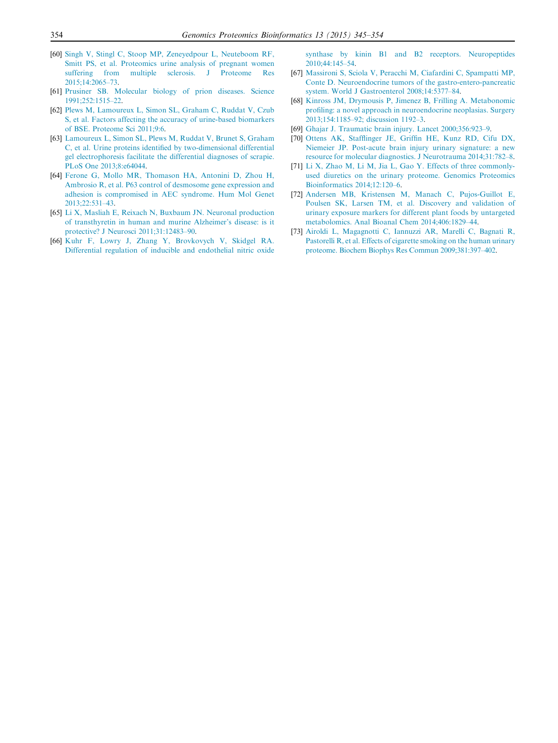[60] Singh V, Stingl C, Stoop MP, Zeneyedpour L, Neuteboom RF, Smitt PS, et al. Proteomics urine analysis of pregnant women suffering from multiple sclerosis. J Proteome Res 2015;14:2065–73.

[61] Prusiner SB. Molecular biology of prion diseases. Science 1991;252:1515–22.

[62] Plews M, Lamoureux L, Simon SL, Graham C, Ruddat V, Czub S, et al. Factors affecting the accuracy of urine-based biomarkers of BSE. Proteome Sci 2011;9:6.

[63] Lamoureux L, Simon SL, Plews M, Ruddat V, Brunet S, Graham C, et al. Urine proteins identified by two-dimensional differential gel electrophoresis facilitate the differential diagnoses of scrapie. PLoS One 2013;8:e64044.

[64] Ferone G, Mollo MR, Thomason HA, Antonini D, Zhou H, Ambrosio R, et al. P63 control of desmosome gene expression and adhesion is compromised in AEC syndrome. Hum Mol Genet 2013;22:531–43.

[65] Li X, Masliah E, Reixach N, Buxbaum JN. Neuronal production of transthyretin in human and murine Alzheimer's disease: is it protective? J Neurosci 2011;31:12483–90.

[66] Kuhr F, Lowry J, Zhang Y, Brovkovych V, Skidgel RA. Differential regulation of inducible and endothelial nitric oxide synthase by kinin B1 and B2 receptors. Neuropeptides 2010;44:145–54.

[67] Massironi S, Sciola V, Peracchi M, Ciafardini C, Spampatti MP, Conte D. Neuroendocrine tumors of the gastro-entero-pancreatic system. World J Gastroenterol 2008;14:5377–84.

[68] Kinross JM, Drymousis P, Jimenez B, Frilling A. Metabonomic profiling: a novel approach in neuroendocrine neoplasias. Surgery 2013;154:1185–92; discussion 1192–3.

[69] Ghajar J. Traumatic brain injury. Lancet 2000;356:923–9.

[70] Ottens AK, Stafflinger JE, Griffin HE, Kunz RD, Cifu DX, Niemeier JP. Post-acute brain injury urinary signature: a new resource for molecular diagnostics. J Neurotrauma 2014;31:782–8.

[71] Li X, Zhao M, Li M, Jia L, Gao Y. Effects of three commonly-used diuretics on the urinary proteome. Genomics Proteomics Bioinformatics 2014;12:120–6.

[72] Andersen MB, Kristensen M, Manach C, Pujos-Guillot E, Poulsen SK, Larsen TM, et al. Discovery and validation of urinary exposure markers for different plant foods by untargeted metabolomics. Anal Bioanal Chem 2014;406:1829–44.

[73] Airoldi L, Magagnotti C, Iannuzzi AR, Marelli C, Bagnati R, Pastorelli R, et al. Effects of cigarette smoking on the human urinary proteome. Biochem Biophys Res Commun 2009;381:397–402.